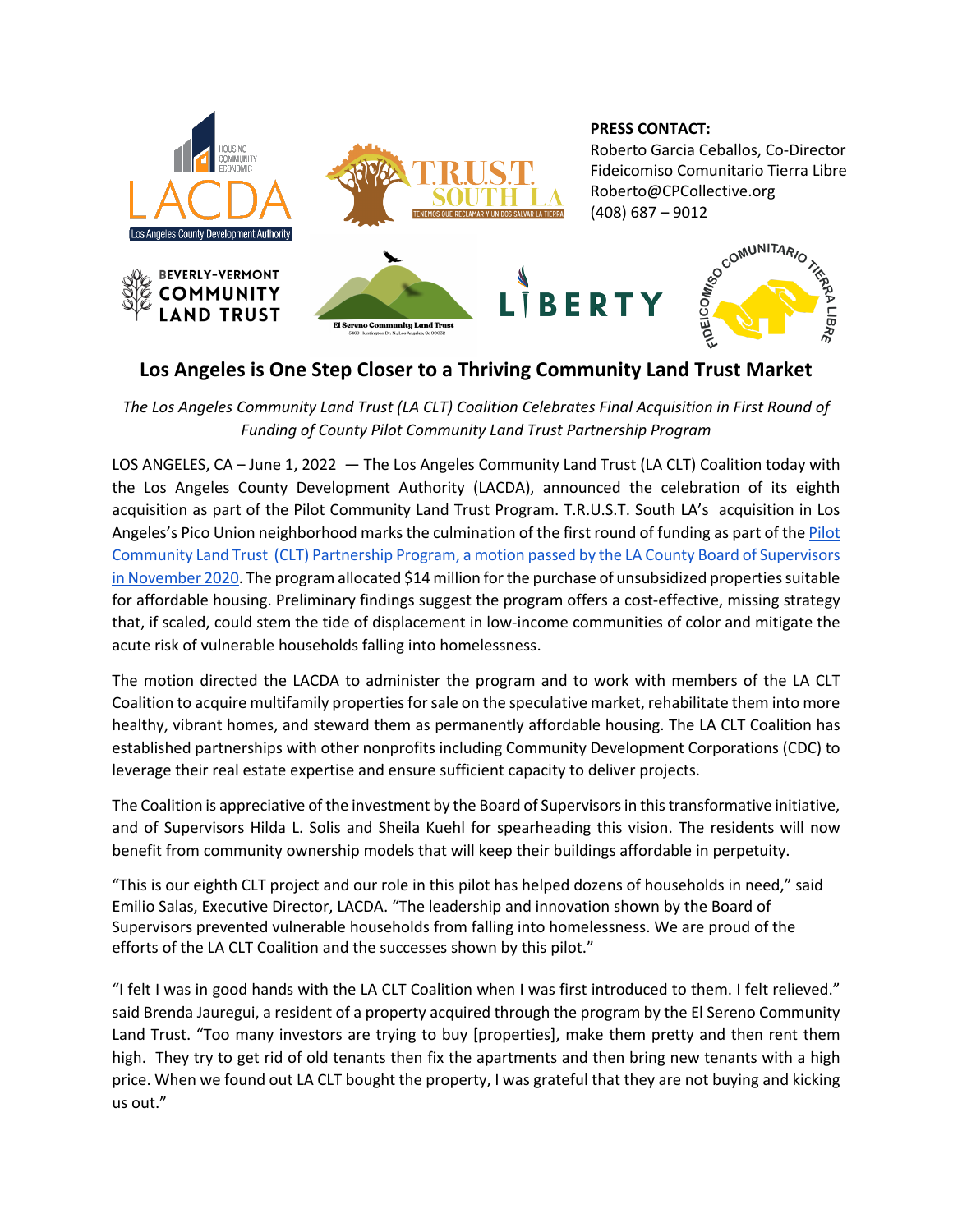**PRESS CONTACT:**
Roberto Garcia Ceballos, Co-Director
Fideicomiso Comunitario Tierra Libre
Roberto@CPCollective.org
(408) 687 – 9012

# Los Angeles is One Step Closer to a Thriving Community Land Trust Market

*The Los Angeles Community Land Trust (LA CLT) Coalition Celebrates Final Acquisition in First Round of Funding of County Pilot Community Land Trust Partnership Program*

LOS ANGELES, CA – June 1, 2022 — The Los Angeles Community Land Trust (LA CLT) Coalition today with the Los Angeles County Development Authority (LACDA), announced the celebration of its eighth acquisition as part of the Pilot Community Land Trust Program. T.R.U.S.T. South LA's acquisition in Los Angeles's Pico Union neighborhood marks the culmination of the first round of funding as part of the Pilot Community Land Trust (CLT) Partnership Program, a motion passed by the LA County Board of Supervisors in November 2020. The program allocated $14 million for the purchase of unsubsidized properties suitable for affordable housing. Preliminary findings suggest the program offers a cost-effective, missing strategy that, if scaled, could stem the tide of displacement in low-income communities of color and mitigate the acute risk of vulnerable households falling into homelessness.

The motion directed the LACDA to administer the program and to work with members of the LA CLT Coalition to acquire multifamily properties for sale on the speculative market, rehabilitate them into more healthy, vibrant homes, and steward them as permanently affordable housing. The LA CLT Coalition has established partnerships with other nonprofits including Community Development Corporations (CDC) to leverage their real estate expertise and ensure sufficient capacity to deliver projects.

The Coalition is appreciative of the investment by the Board of Supervisors in this transformative initiative, and of Supervisors Hilda L. Solis and Sheila Kuehl for spearheading this vision. The residents will now benefit from community ownership models that will keep their buildings affordable in perpetuity.

"This is our eighth CLT project and our role in this pilot has helped dozens of households in need," said Emilio Salas, Executive Director, LACDA. "The leadership and innovation shown by the Board of Supervisors prevented vulnerable households from falling into homelessness. We are proud of the efforts of the LA CLT Coalition and the successes shown by this pilot."

"I felt I was in good hands with the LA CLT Coalition when I was first introduced to them. I felt relieved." said Brenda Jauregui, a resident of a property acquired through the program by the El Sereno Community Land Trust. "Too many investors are trying to buy [properties], make them pretty and then rent them high. They try to get rid of old tenants then fix the apartments and then bring new tenants with a high price. When we found out LA CLT bought the property, I was grateful that they are not buying and kicking us out."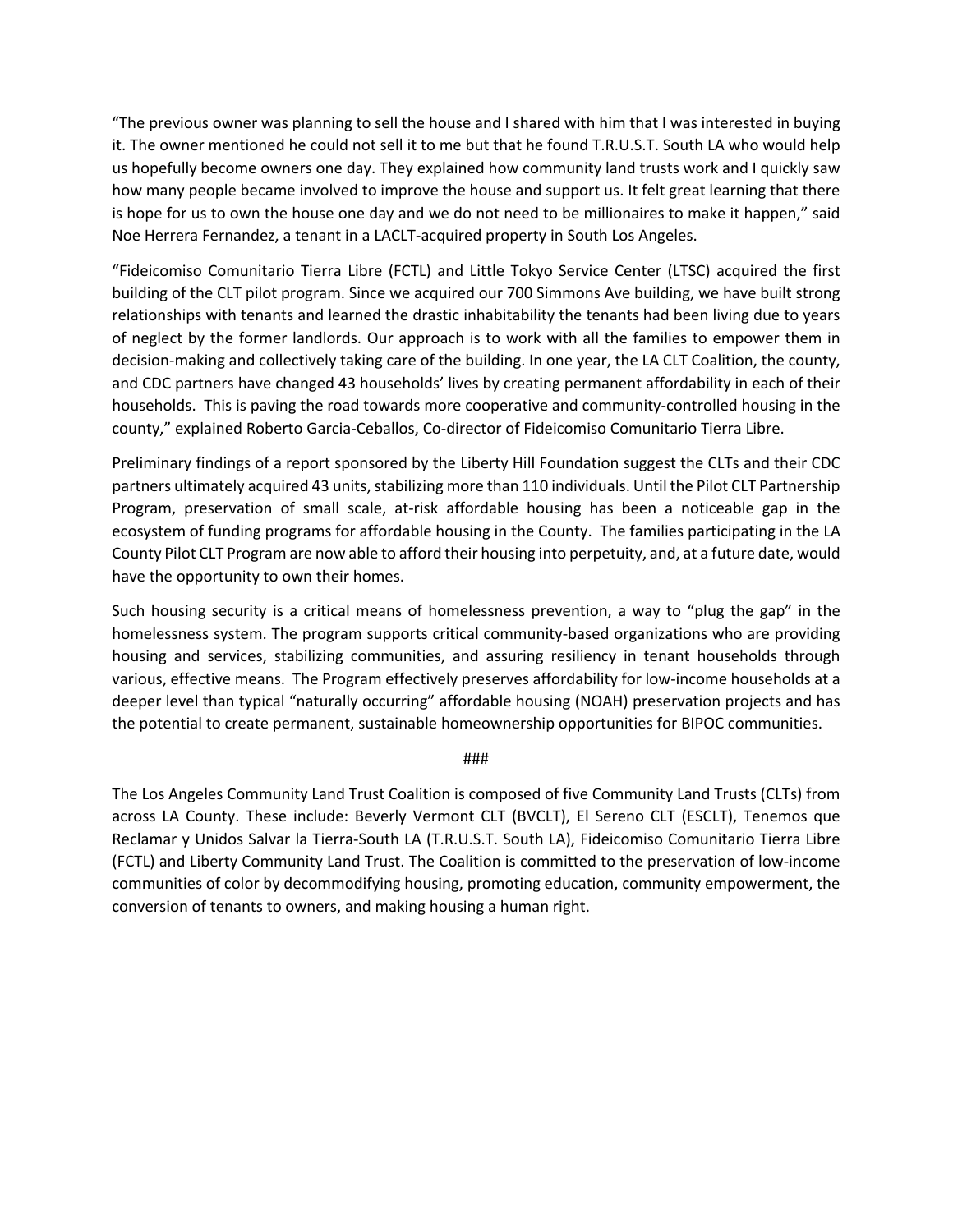"The previous owner was planning to sell the house and I shared with him that I was interested in buying it. The owner mentioned he could not sell it to me but that he found T.R.U.S.T. South LA who would help us hopefully become owners one day. They explained how community land trusts work and I quickly saw how many people became involved to improve the house and support us. It felt great learning that there is hope for us to own the house one day and we do not need to be millionaires to make it happen," said Noe Herrera Fernandez, a tenant in a LACLT-acquired property in South Los Angeles.

"Fideicomiso Comunitario Tierra Libre (FCTL) and Little Tokyo Service Center (LTSC) acquired the first building of the CLT pilot program. Since we acquired our 700 Simmons Ave building, we have built strong relationships with tenants and learned the drastic inhabitability the tenants had been living due to years of neglect by the former landlords. Our approach is to work with all the families to empower them in decision-making and collectively taking care of the building. In one year, the LA CLT Coalition, the county, and CDC partners have changed 43 households' lives by creating permanent affordability in each of their households. This is paving the road towards more cooperative and community-controlled housing in the county," explained Roberto Garcia-Ceballos, Co-director of Fideicomiso Comunitario Tierra Libre.

Preliminary findings of a report sponsored by the Liberty Hill Foundation suggest the CLTs and their CDC partners ultimately acquired 43 units, stabilizing more than 110 individuals. Until the Pilot CLT Partnership Program, preservation of small scale, at-risk affordable housing has been a noticeable gap in the ecosystem of funding programs for affordable housing in the County. The families participating in the LA County Pilot CLT Program are now able to afford their housing into perpetuity, and, at a future date, would have the opportunity to own their homes.

Such housing security is a critical means of homelessness prevention, a way to "plug the gap" in the homelessness system. The program supports critical community-based organizations who are providing housing and services, stabilizing communities, and assuring resiliency in tenant households through various, effective means. The Program effectively preserves affordability for low-income households at a deeper level than typical "naturally occurring" affordable housing (NOAH) preservation projects and has the potential to create permanent, sustainable homeownership opportunities for BIPOC communities.

###

The Los Angeles Community Land Trust Coalition is composed of five Community Land Trusts (CLTs) from across LA County. These include: Beverly Vermont CLT (BVCLT), El Sereno CLT (ESCLT), Tenemos que Reclamar y Unidos Salvar la Tierra-South LA (T.R.U.S.T. South LA), Fideicomiso Comunitario Tierra Libre (FCTL) and Liberty Community Land Trust. The Coalition is committed to the preservation of low-income communities of color by decommodifying housing, promoting education, community empowerment, the conversion of tenants to owners, and making housing a human right.